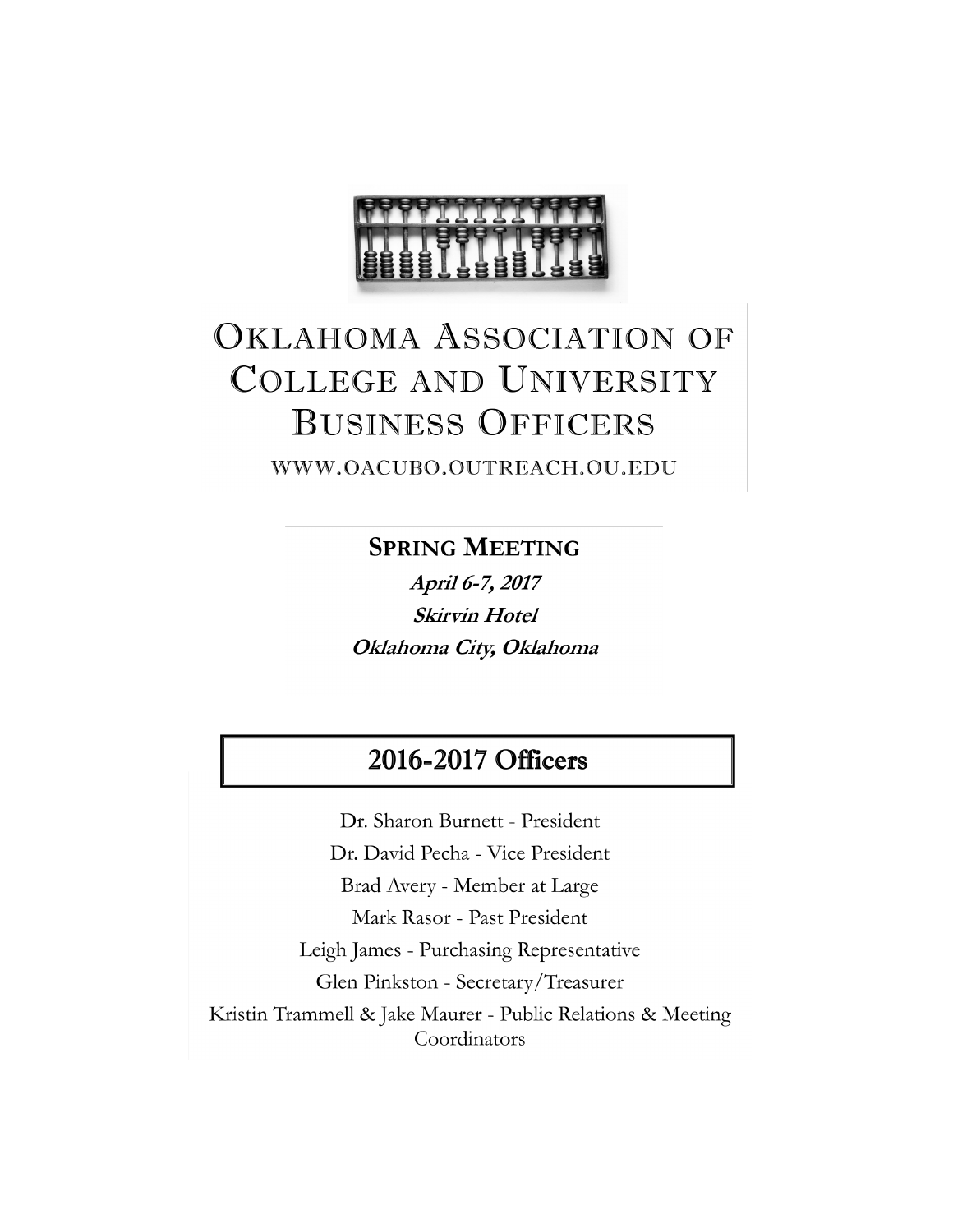# Oklahoma Association of College and University Business Officers

WWW.OACUBO.OUTREACH.OU.EDU

## Spring Meeting

***April 6-7, 2017***

***Skirvin Hotel***

***Oklahoma City, Oklahoma***

## 2016-2017 Officers

Dr. Sharon Burnett - President

Dr. David Pecha - Vice President

Brad Avery - Member at Large

Mark Rasor - Past President

Leigh James - Purchasing Representative

Glen Pinkston - Secretary/Treasurer

Kristin Trammell & Jake Maurer - Public Relations & Meeting Coordinators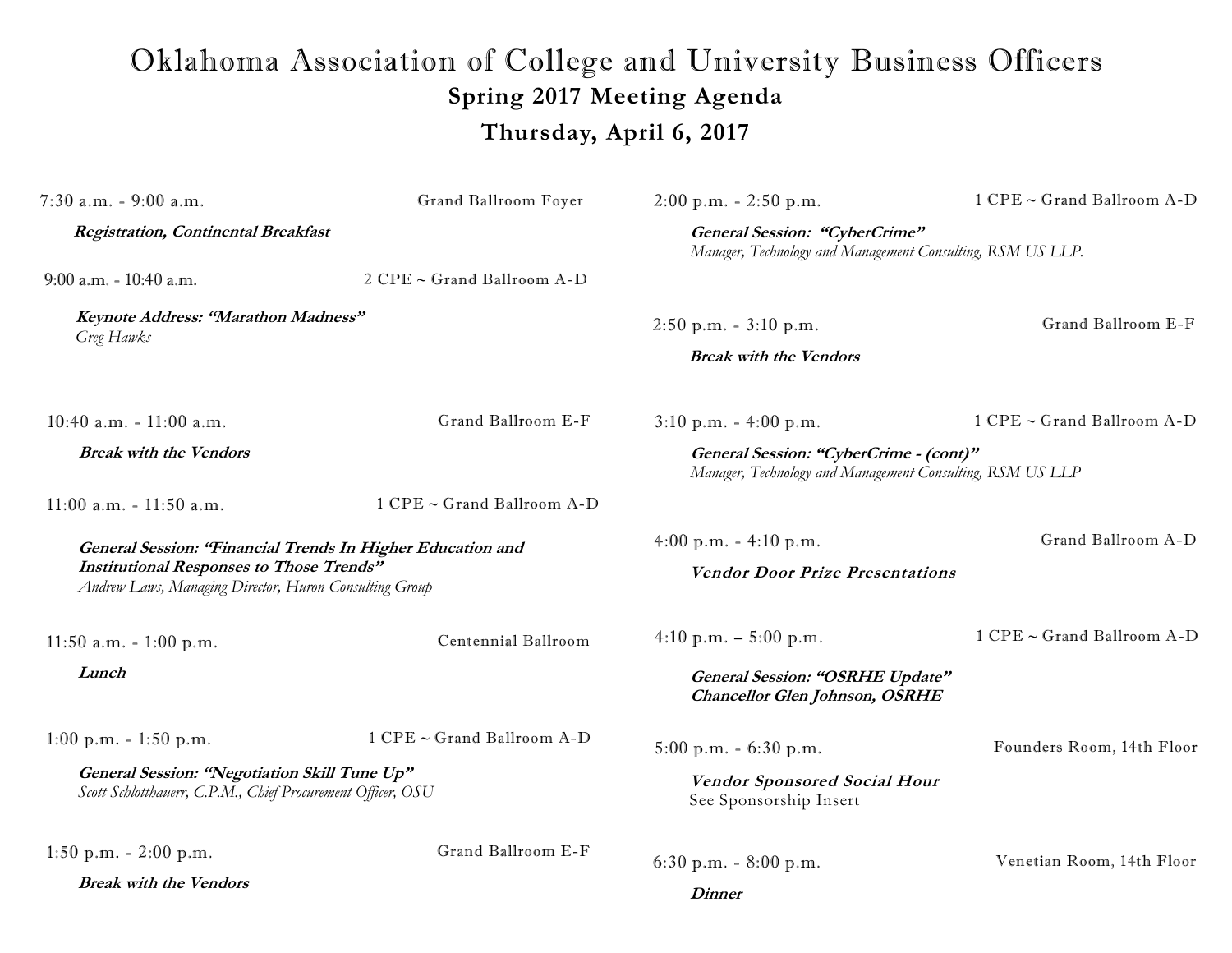# Oklahoma Association of College and University Business Officers

## Spring 2017 Meeting Agenda

## Thursday, April 6, 2017

7:30 a.m. - 9:00 a.m. — Grand Ballroom Foyer

***Registration, Continental Breakfast***

9:00 a.m. - 10:40 a.m. — 2 CPE ~ Grand Ballroom A-D

***Keynote Address: "Marathon Madness"***
*Greg Hawks*

10:40 a.m. - 11:00 a.m. — Grand Ballroom E-F

***Break with the Vendors***

11:00 a.m. - 11:50 a.m. — 1 CPE ~ Grand Ballroom A-D

***General Session: "Financial Trends In Higher Education and Institutional Responses to Those Trends"***
*Andrew Laws, Managing Director, Huron Consulting Group*

11:50 a.m. - 1:00 p.m. — Centennial Ballroom

***Lunch***

1:00 p.m. - 1:50 p.m. — 1 CPE ~ Grand Ballroom A-D

***General Session: "Negotiation Skill Tune Up"***
*Scott Schlotthauerr, C.P.M., Chief Procurement Officer, OSU*

1:50 p.m. - 2:00 p.m. — Grand Ballroom E-F

***Break with the Vendors***

2:00 p.m. - 2:50 p.m. — 1 CPE ~ Grand Ballroom A-D

***General Session: "CyberCrime"***
*Manager, Technology and Management Consulting, RSM US LLP.*

2:50 p.m. - 3:10 p.m. — Grand Ballroom E-F

***Break with the Vendors***

3:10 p.m. - 4:00 p.m. — 1 CPE ~ Grand Ballroom A-D

***General Session: "CyberCrime - (cont)"***
*Manager, Technology and Management Consulting, RSM US LLP*

4:00 p.m. - 4:10 p.m. — Grand Ballroom A-D

***Vendor Door Prize Presentations***

4:10 p.m. – 5:00 p.m. — 1 CPE ~ Grand Ballroom A-D

***General Session: "OSRHE Update"***
***Chancellor Glen Johnson, OSRHE***

5:00 p.m. - 6:30 p.m. — Founders Room, 14th Floor

***Vendor Sponsored Social Hour***
See Sponsorship Insert

6:30 p.m. - 8:00 p.m. — Venetian Room, 14th Floor

***Dinner***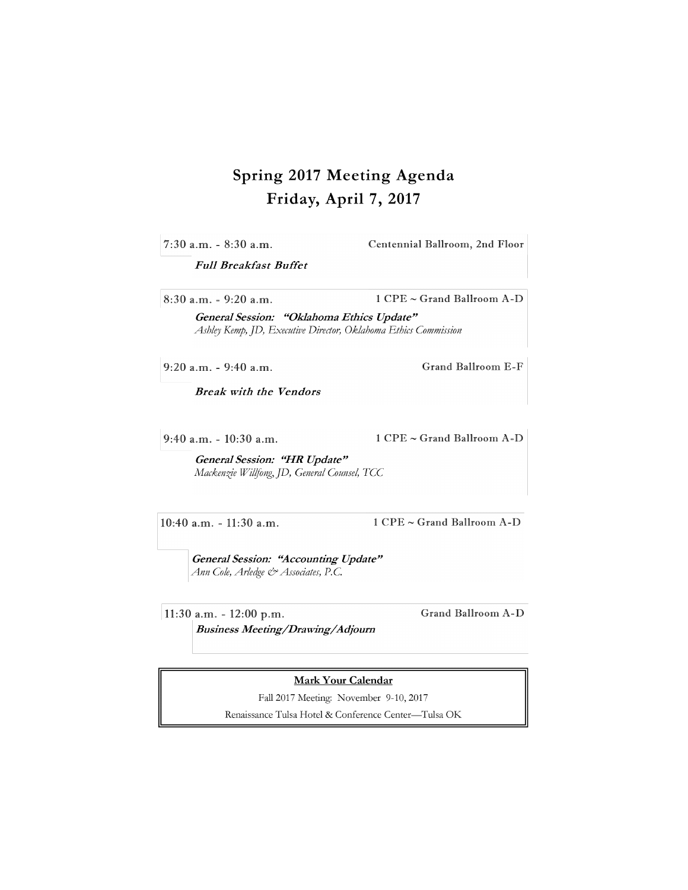# Spring 2017 Meeting Agenda
# Friday, April 7, 2017

7:30 a.m. - 8:30 a.m. — Centennial Ballroom, 2nd Floor

***Full Breakfast Buffet***

8:30 a.m. - 9:20 a.m. — 1 CPE ~ Grand Ballroom A-D

***General Session: "Oklahoma Ethics Update"***
*Ashley Kemp, JD, Executive Director, Oklahoma Ethics Commission*

9:20 a.m. - 9:40 a.m. — Grand Ballroom E-F

***Break with the Vendors***

9:40 a.m. - 10:30 a.m. — 1 CPE ~ Grand Ballroom A-D

***General Session: "HR Update"***
*Mackenzie Willfong, JD, General Counsel, TCC*

10:40 a.m. - 11:30 a.m. — 1 CPE ~ Grand Ballroom A-D

***General Session: "Accounting Update"***
*Ann Cole, Arledge & Associates, P.C.*

11:30 a.m. - 12:00 p.m. — Grand Ballroom A-D

***Business Meeting/Drawing/Adjourn***

**Mark Your Calendar**

Fall 2017 Meeting: November 9-10, 2017

Renaissance Tulsa Hotel & Conference Center—Tulsa OK